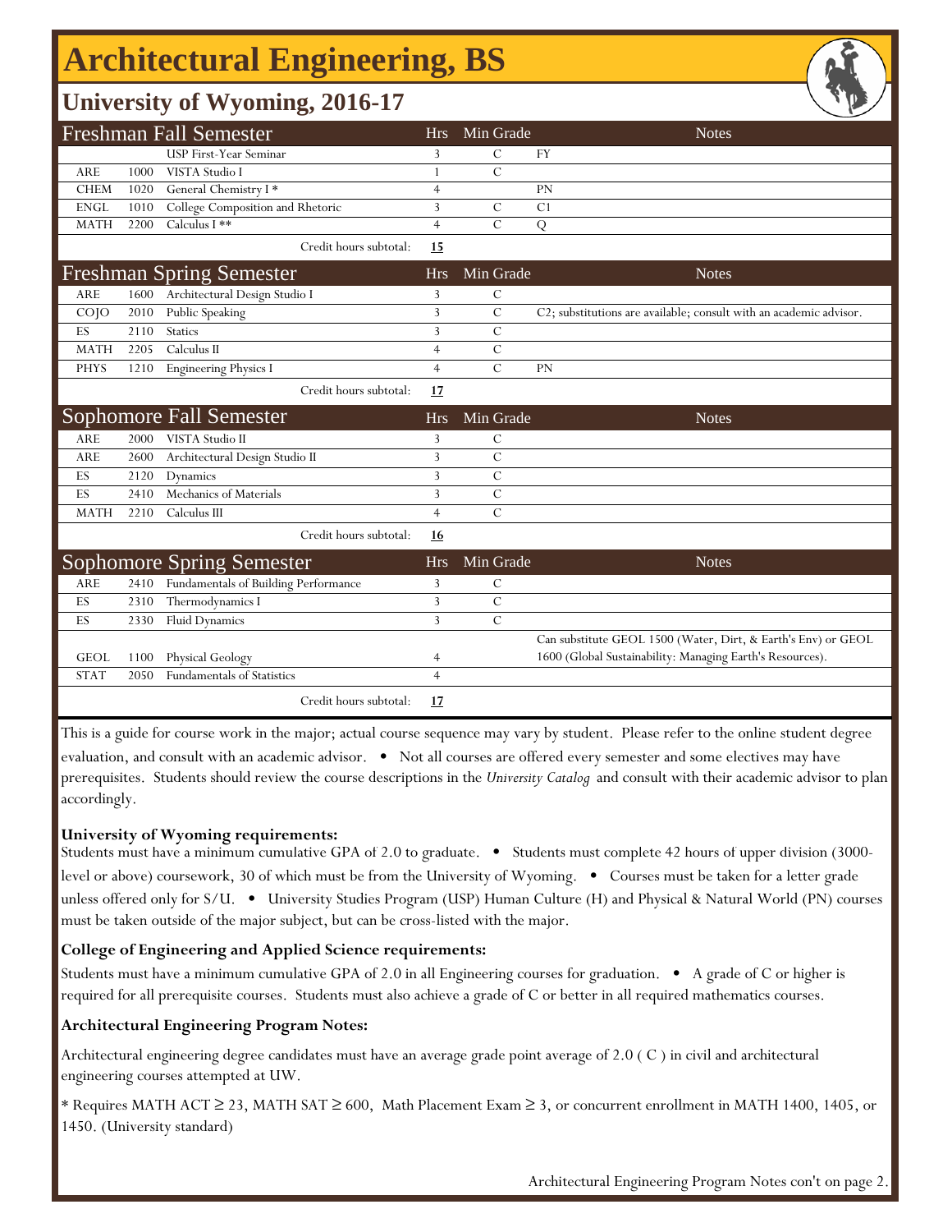# Architectural Engineering, BS

## University of Wyoming, 2016-17

| Freshman Fall Semester | | | Hrs | Min Grade | Notes |
|---|---|---|---|---|---|
| | | USP First-Year Seminar | 3 | C | FY |
| ARE | 1000 | VISTA Studio I | 1 | C | |
| CHEM | 1020 | General Chemistry I * | 4 | | PN |
| ENGL | 1010 | College Composition and Rhetoric | 3 | C | C1 |
| MATH | 2200 | Calculus I ** | 4 | C | Q |
| | | Credit hours subtotal: | **15** | | |

| Freshman Spring Semester | | | Hrs | Min Grade | Notes |
|---|---|---|---|---|---|
| ARE | 1600 | Architectural Design Studio I | 3 | C | |
| COJO | 2010 | Public Speaking | 3 | C | C2; substitutions are available; consult with an academic advisor. |
| ES | 2110 | Statics | 3 | C | |
| MATH | 2205 | Calculus II | 4 | C | |
| PHYS | 1210 | Engineering Physics I | 4 | C | PN |
| | | Credit hours subtotal: | **17** | | |

| Sophomore Fall Semester | | | Hrs | Min Grade | Notes |
|---|---|---|---|---|---|
| ARE | 2000 | VISTA Studio II | 3 | C | |
| ARE | 2600 | Architectural Design Studio II | 3 | C | |
| ES | 2120 | Dynamics | 3 | C | |
| ES | 2410 | Mechanics of Materials | 3 | C | |
| MATH | 2210 | Calculus III | 4 | C | |
| | | Credit hours subtotal: | **16** | | |

| Sophomore Spring Semester | | | Hrs | Min Grade | Notes |
|---|---|---|---|---|---|
| ARE | 2410 | Fundamentals of Building Performance | 3 | C | |
| ES | 2310 | Thermodynamics I | 3 | C | |
| ES | 2330 | Fluid Dynamics | 3 | C | |
| GEOL | 1100 | Physical Geology | 4 | | Can substitute GEOL 1500 (Water, Dirt, & Earth's Env) or GEOL 1600 (Global Sustainability: Managing Earth's Resources). |
| STAT | 2050 | Fundamentals of Statistics | 4 | | |
| | | Credit hours subtotal: | **17** | | |

This is a guide for course work in the major; actual course sequence may vary by student. Please refer to the online student degree evaluation, and consult with an academic advisor. • Not all courses are offered every semester and some electives may have prerequisites. Students should review the course descriptions in the *University Catalog* and consult with their academic advisor to plan accordingly.

**University of Wyoming requirements:**
Students must have a minimum cumulative GPA of 2.0 to graduate. • Students must complete 42 hours of upper division (3000-level or above) coursework, 30 of which must be from the University of Wyoming. • Courses must be taken for a letter grade unless offered only for S/U. • University Studies Program (USP) Human Culture (H) and Physical & Natural World (PN) courses must be taken outside of the major subject, but can be cross-listed with the major.

**College of Engineering and Applied Science requirements:**
Students must have a minimum cumulative GPA of 2.0 in all Engineering courses for graduation. • A grade of C or higher is required for all prerequisite courses. Students must also achieve a grade of C or better in all required mathematics courses.

**Architectural Engineering Program Notes:**

Architectural engineering degree candidates must have an average grade point average of 2.0 ( C ) in civil and architectural engineering courses attempted at UW.

* Requires MATH ACT ≥ 23, MATH SAT ≥ 600, Math Placement Exam ≥ 3, or concurrent enrollment in MATH 1400, 1405, or 1450. (University standard)

Architectural Engineering Program Notes con't on page 2.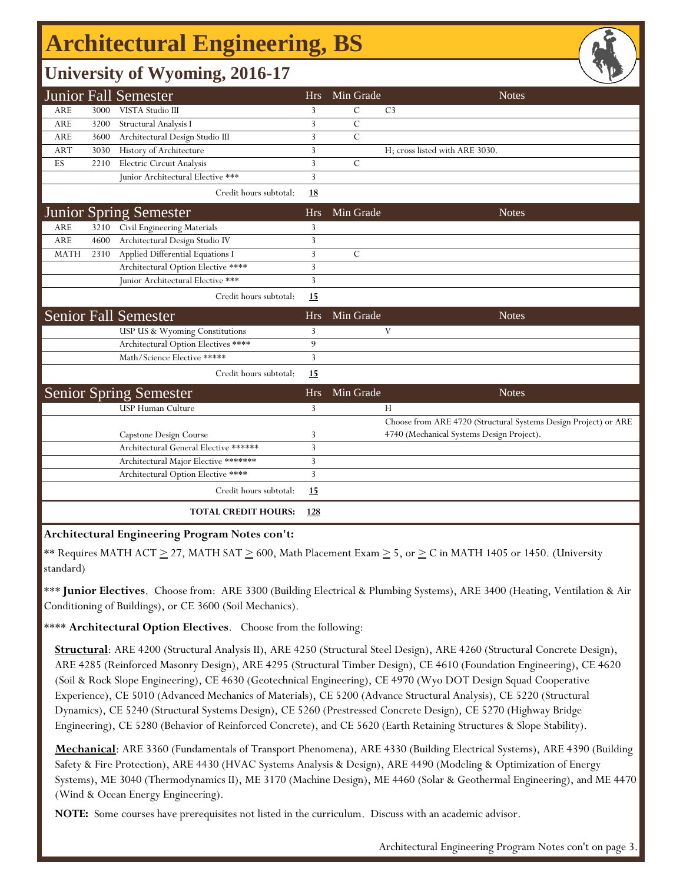# Architectural Engineering, BS

## University of Wyoming, 2016-17

| Junior Fall Semester | | | Hrs | Min Grade | Notes |
|---|---|---|---|---|---|
| ARE | 3000 | VISTA Studio III | 3 | C | C3 |
| ARE | 3200 | Structural Analysis I | 3 | C | |
| ARE | 3600 | Architectural Design Studio III | 3 | C | |
| ART | 3030 | History of Architecture | 3 | | H; cross listed with ARE 3030. |
| ES | 2210 | Electric Circuit Analysis | 3 | C | |
| | | Junior Architectural Elective *** | 3 | | |
| | | Credit hours subtotal: | **18** | | |

| Junior Spring Semester | | | Hrs | Min Grade | Notes |
|---|---|---|---|---|---|
| ARE | 3210 | Civil Engineering Materials | 3 | | |
| ARE | 4600 | Architectural Design Studio IV | 3 | | |
| MATH | 2310 | Applied Differential Equations I | 3 | C | |
| | | Architectural Option Elective **** | 3 | | |
| | | Junior Architectural Elective *** | 3 | | |
| | | Credit hours subtotal: | **15** | | |

| Senior Fall Semester | | | Hrs | Min Grade | Notes |
|---|---|---|---|---|---|
| | | USP US & Wyoming Constitutions | 3 | | V |
| | | Architectural Option Electives **** | 9 | | |
| | | Math/Science Elective ***** | 3 | | |
| | | Credit hours subtotal: | **15** | | |

| Senior Spring Semester | | | Hrs | Min Grade | Notes |
|---|---|---|---|---|---|
| | | USP Human Culture | 3 | | H |
| | | Capstone Design Course | 3 | | Choose from ARE 4720 (Structural Systems Design Project) or ARE 4740 (Mechanical Systems Design Project). |
| | | Architectural General Elective ****** | 3 | | |
| | | Architectural Major Elective ******* | 3 | | |
| | | Architectural Option Elective **** | 3 | | |
| | | Credit hours subtotal: | **15** | | |
| | | **TOTAL CREDIT HOURS:** | **128** | | |

**Architectural Engineering Program Notes con't:**

** Requires MATH ACT $\geq$ 27, MATH SAT $\geq$ 600, Math Placement Exam $\geq$ 5, or $\geq$ C in MATH 1405 or 1450. (University standard)

*** **Junior Electives**. Choose from: ARE 3300 (Building Electrical & Plumbing Systems), ARE 3400 (Heating, Ventilation & Air Conditioning of Buildings), or CE 3600 (Soil Mechanics).

**** **Architectural Option Electives**. Choose from the following:

**Structural**: ARE 4200 (Structural Analysis II), ARE 4250 (Structural Steel Design), ARE 4260 (Structural Concrete Design), ARE 4285 (Reinforced Masonry Design), ARE 4295 (Structural Timber Design), CE 4610 (Foundation Engineering), CE 4620 (Soil & Rock Slope Engineering), CE 4630 (Geotechnical Engineering), CE 4970 (Wyo DOT Design Squad Cooperative Experience), CE 5010 (Advanced Mechanics of Materials), CE 5200 (Advance Structural Analysis), CE 5220 (Structural Dynamics), CE 5240 (Structural Systems Design), CE 5260 (Prestressed Concrete Design), CE 5270 (Highway Bridge Engineering), CE 5280 (Behavior of Reinforced Concrete), and CE 5620 (Earth Retaining Structures & Slope Stability).

**Mechanical**: ARE 3360 (Fundamentals of Transport Phenomena), ARE 4330 (Building Electrical Systems), ARE 4390 (Building Safety & Fire Protection), ARE 4430 (HVAC Systems Analysis & Design), ARE 4490 (Modeling & Optimization of Energy Systems), ME 3040 (Thermodynamics II), ME 3170 (Machine Design), ME 4460 (Solar & Geothermal Engineering), and ME 4470 (Wind & Ocean Energy Engineering).

**NOTE:** Some courses have prerequisites not listed in the curriculum. Discuss with an academic advisor.

Architectural Engineering Program Notes con't on page 3.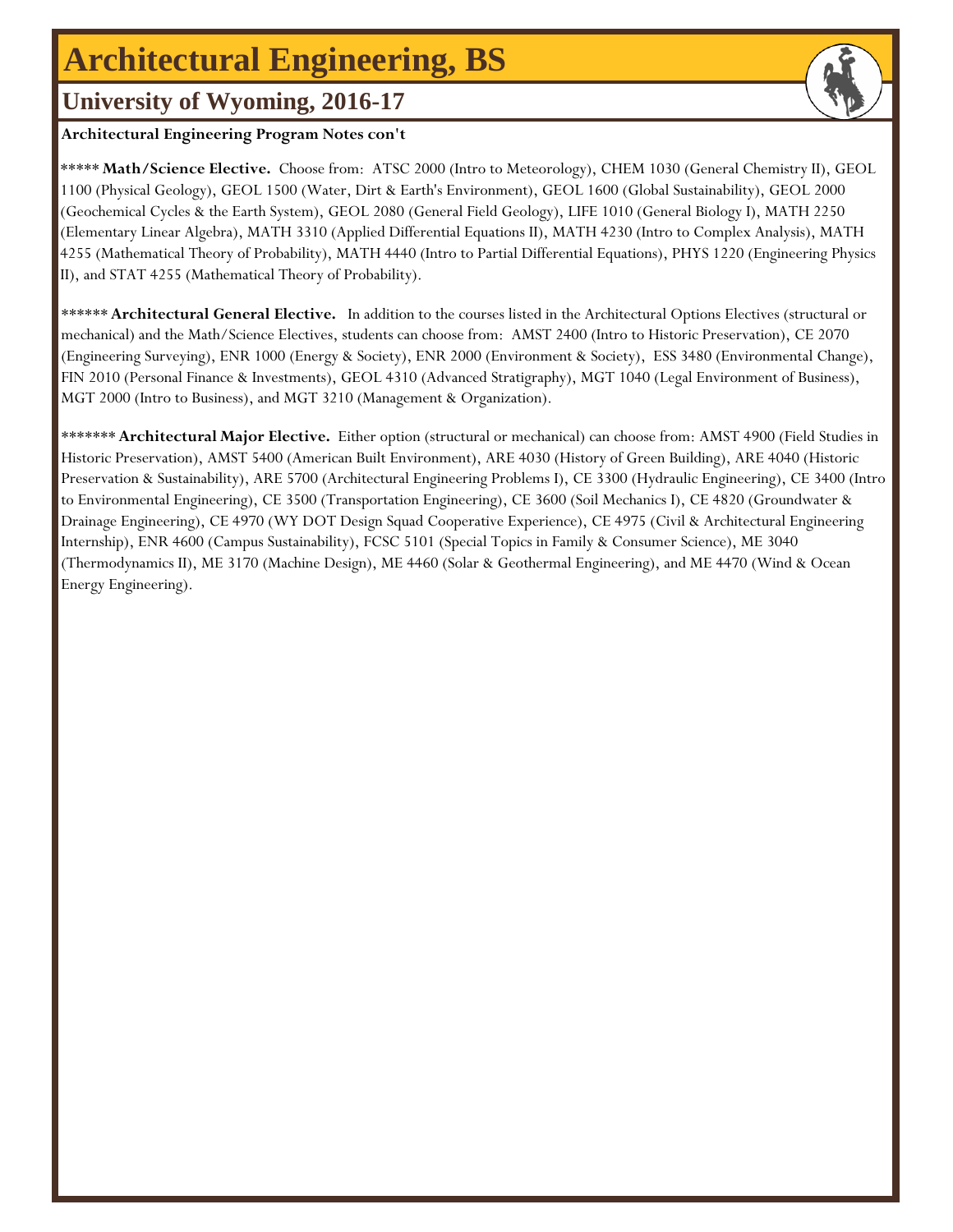# Architectural Engineering, BS

## University of Wyoming, 2016-17

**Architectural Engineering Program Notes con't**

***** **Math/Science Elective.** Choose from: ATSC 2000 (Intro to Meteorology), CHEM 1030 (General Chemistry II), GEOL 1100 (Physical Geology), GEOL 1500 (Water, Dirt & Earth's Environment), GEOL 1600 (Global Sustainability), GEOL 2000 (Geochemical Cycles & the Earth System), GEOL 2080 (General Field Geology), LIFE 1010 (General Biology I), MATH 2250 (Elementary Linear Algebra), MATH 3310 (Applied Differential Equations II), MATH 4230 (Intro to Complex Analysis), MATH 4255 (Mathematical Theory of Probability), MATH 4440 (Intro to Partial Differential Equations), PHYS 1220 (Engineering Physics II), and STAT 4255 (Mathematical Theory of Probability).

****** **Architectural General Elective.** In addition to the courses listed in the Architectural Options Electives (structural or mechanical) and the Math/Science Electives, students can choose from: AMST 2400 (Intro to Historic Preservation), CE 2070 (Engineering Surveying), ENR 1000 (Energy & Society), ENR 2000 (Environment & Society), ESS 3480 (Environmental Change), FIN 2010 (Personal Finance & Investments), GEOL 4310 (Advanced Stratigraphy), MGT 1040 (Legal Environment of Business), MGT 2000 (Intro to Business), and MGT 3210 (Management & Organization).

******* **Architectural Major Elective.** Either option (structural or mechanical) can choose from: AMST 4900 (Field Studies in Historic Preservation), AMST 5400 (American Built Environment), ARE 4030 (History of Green Building), ARE 4040 (Historic Preservation & Sustainability), ARE 5700 (Architectural Engineering Problems I), CE 3300 (Hydraulic Engineering), CE 3400 (Intro to Environmental Engineering), CE 3500 (Transportation Engineering), CE 3600 (Soil Mechanics I), CE 4820 (Groundwater & Drainage Engineering), CE 4970 (WY DOT Design Squad Cooperative Experience), CE 4975 (Civil & Architectural Engineering Internship), ENR 4600 (Campus Sustainability), FCSC 5101 (Special Topics in Family & Consumer Science), ME 3040 (Thermodynamics II), ME 3170 (Machine Design), ME 4460 (Solar & Geothermal Engineering), and ME 4470 (Wind & Ocean Energy Engineering).